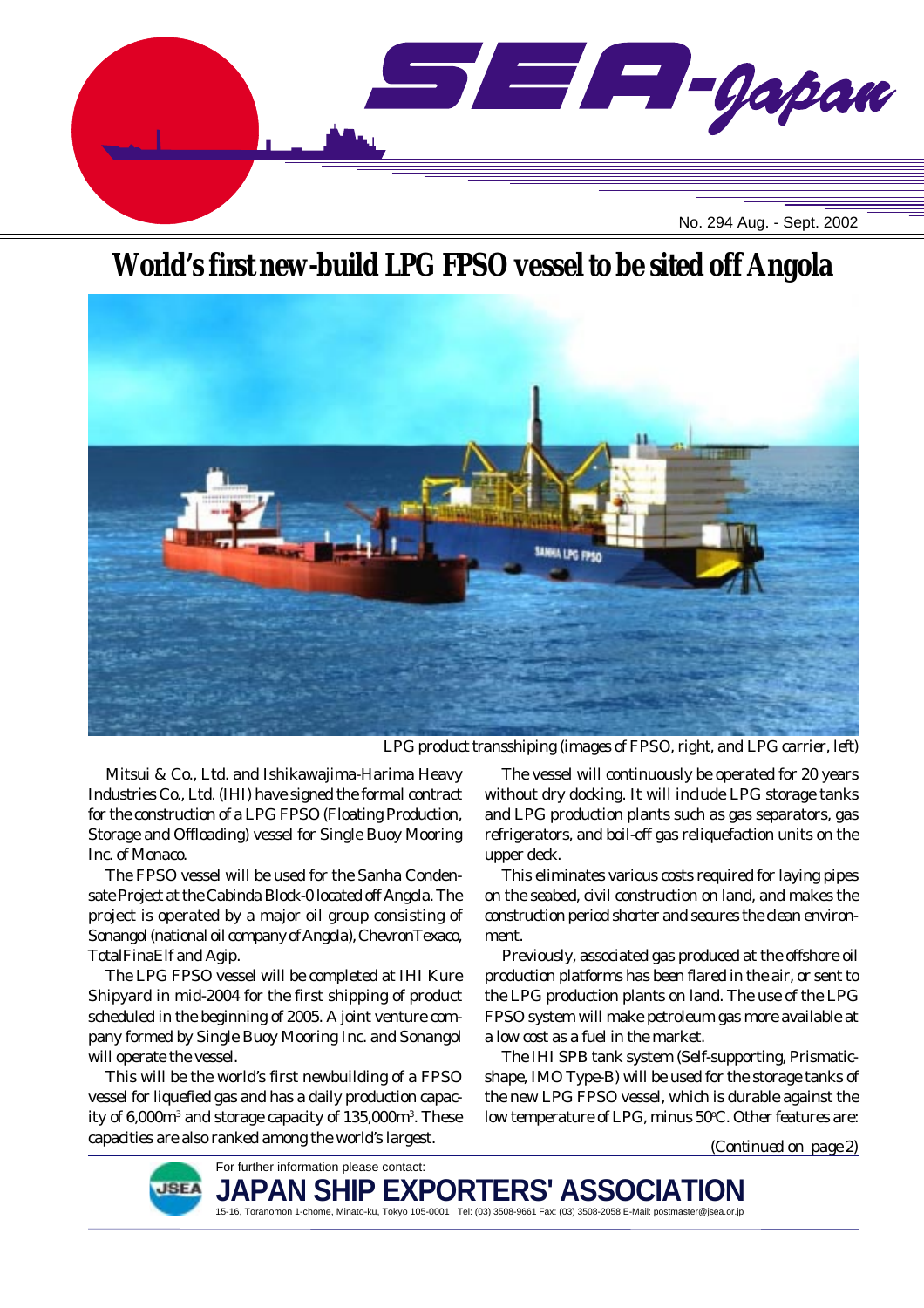# SEA-Japan

No. 294 Aug. - Sept. 2002

## World's first new-build LPG FPSO vessel to be sited off Angola

LPG product transshiping (images of FPSO, right, and LPG carrier, left)

Mitsui & Co., Ltd. and Ishikawajima-Harima Heavy Industries Co., Ltd. (IHI) have signed the formal contract for the construction of a LPG FPSO (Floating Production, Storage and Offloading) vessel for Single Buoy Mooring Inc. of Monaco.

The FPSO vessel will be used for the Sanha Condensate Project at the Cabinda Block-0 located off Angola. The project is operated by a major oil group consisting of Sonangol (national oil company of Angola), ChevronTexaco, TotalFinaElf and Agip.

The LPG FPSO vessel will be completed at IHI Kure Shipyard in mid-2004 for the first shipping of product scheduled in the beginning of 2005. A joint venture company formed by Single Buoy Mooring Inc. and Sonangol will operate the vessel.

This will be the world's first newbuilding of a FPSO vessel for liquefied gas and has a daily production capacity of 6,000m$^3$ and storage capacity of 135,000m$^3$. These capacities are also ranked among the world's largest.

The vessel will continuously be operated for 20 years without dry docking. It will include LPG storage tanks and LPG production plants such as gas separators, gas refrigerators, and boil-off gas reliquefaction units on the upper deck.

This eliminates various costs required for laying pipes on the seabed, civil construction on land, and makes the construction period shorter and secures the clean environment.

Previously, associated gas produced at the offshore oil production platforms has been flared in the air, or sent to the LPG production plants on land. The use of the LPG FPSO system will make petroleum gas more available at a low cost as a fuel in the market.

The IHI SPB tank system (Self-supporting, Prismatic-shape, IMO Type-B) will be used for the storage tanks of the new LPG FPSO vessel, which is durable against the low temperature of LPG, minus 50°C. Other features are:

*(Continued on page 2)*

For further information please contact:

**JAPAN SHIP EXPORTERS' ASSOCIATION**

15-16, Toranomon 1-chome, Minato-ku, Tokyo 105-0001 Tel: (03) 3508-9661 Fax: (03) 3508-2058 E-Mail: postmaster@jsea.or.jp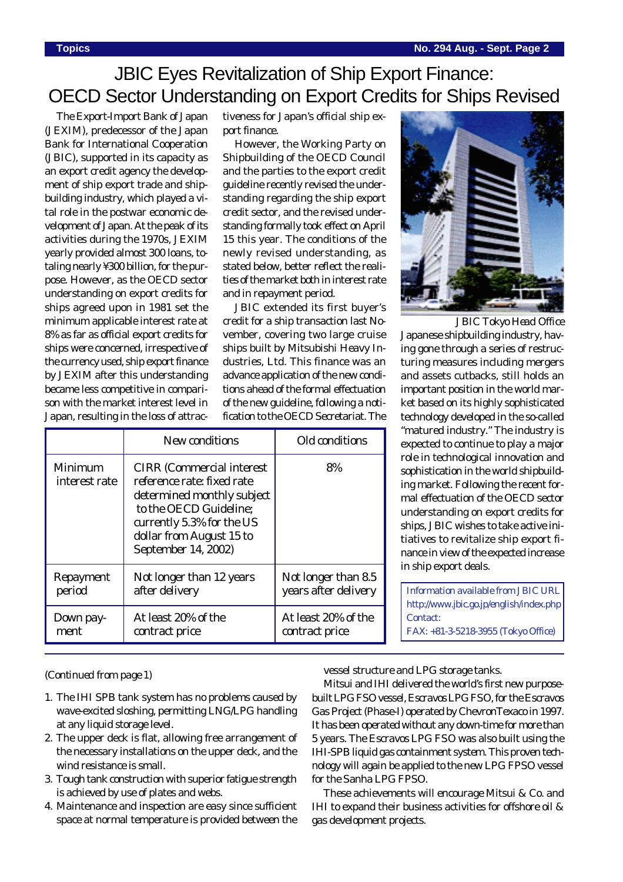# JBIC Eyes Revitalization of Ship Export Finance: OECD Sector Understanding on Export Credits for Ships Revised

The Export-Import Bank of Japan (JEXIM), predecessor of the Japan Bank for International Cooperation (JBIC), supported in its capacity as an export credit agency the development of ship export trade and shipbuilding industry, which played a vital role in the postwar economic development of Japan. At the peak of its activities during the 1970s, JEXIM yearly provided almost 300 loans, totaling nearly ¥300 billion, for the purpose. However, as the OECD sector understanding on export credits for ships agreed upon in 1981 set the minimum applicable interest rate at 8% as far as official export credits for ships were concerned, irrespective of the currency used, ship export finance by JEXIM after this understanding became less competitive in comparison with the market interest level in Japan, resulting in the loss of attractiveness for Japan's official ship export finance.

However, the Working Party on Shipbuilding of the OECD Council and the parties to the export credit guideline recently revised the understanding regarding the ship export credit sector, and the revised understanding formally took effect on April 15 this year. The conditions of the newly revised understanding, as stated below, better reflect the realities of the market both in interest rate and in repayment period.

JBIC extended its first buyer's credit for a ship transaction last November, covering two large cruise ships built by Mitsubishi Heavy Industries, Ltd. This finance was an advance application of the new conditions ahead of the formal effectuation of the new guideline, following a notification to the OECD Secretariat. The Japanese shipbuilding industry, having gone through a series of restructuring measures including mergers and assets cutbacks, still holds an important position in the world market based on its highly sophisticated technology developed in the so-called "matured industry." The industry is expected to continue to play a major role in technological innovation and sophistication in the world shipbuilding market. Following the recent formal effectuation of the OECD sector understanding on export credits for ships, JBIC wishes to take active initiatives to revitalize ship export finance in view of the expected increase in ship export deals.

| | New conditions | Old conditions |
|---|---|---|
| Minimum interest rate | CIRR (Commercial interest reference rate: fixed rate determined monthly subject to the OECD Guideline; currently 5.3% for the US dollar from August 15 to September 14, 2002) | 8% |
| Repayment period | Not longer than 12 years after delivery | Not longer than 8.5 years after delivery |
| Down payment | At least 20% of the contract price | At least 20% of the contract price |

JBIC Tokyo Head Office

Information available from JBIC URL
http://www.jbic.go.jp/english/index.php
Contact:
FAX: +81-3-5218-3955 (Tokyo Office)

---

(Continued from page 1)

1. The IHI SPB tank system has no problems caused by wave-excited sloshing, permitting LNG/LPG handling at any liquid storage level.
2. The upper deck is flat, allowing free arrangement of the necessary installations on the upper deck, and the wind resistance is small.
3. Tough tank construction with superior fatigue strength is achieved by use of plates and webs.
4. Maintenance and inspection are easy since sufficient space at normal temperature is provided between the vessel structure and LPG storage tanks.

Mitsui and IHI delivered the world's first new purpose-built LPG FSO vessel, Escravos LPG FSO, for the Escravos Gas Project (Phase-I) operated by ChevronTexaco in 1997. It has been operated without any down-time for more than 5 years. The Escravos LPG FSO was also built using the IHI-SPB liquid gas containment system. This proven technology will again be applied to the new LPG FPSO vessel for the Sanha LPG FPSO.

These achievements will encourage Mitsui & Co. and IHI to expand their business activities for offshore oil & gas development projects.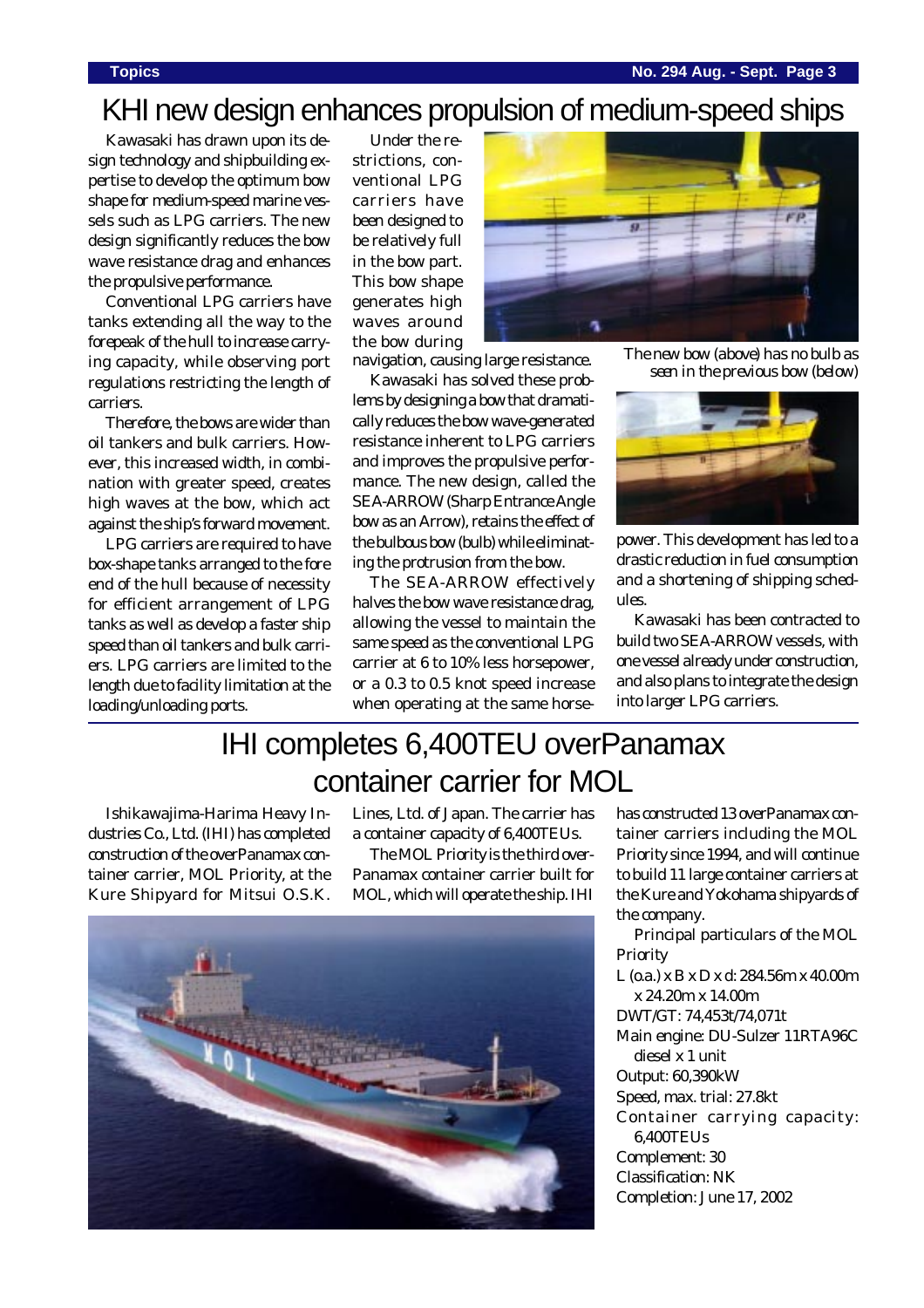# KHI new design enhances propulsion of medium-speed ships

Kawasaki has drawn upon its design technology and shipbuilding expertise to develop the optimum bow shape for medium-speed marine vessels such as LPG carriers. The new design significantly reduces the bow wave resistance drag and enhances the propulsive performance.

Conventional LPG carriers have tanks extending all the way to the forepeak of the hull to increase carrying capacity, while observing port regulations restricting the length of carriers.

Therefore, the bows are wider than oil tankers and bulk carriers. However, this increased width, in combination with greater speed, creates high waves at the bow, which act against the ship's forward movement.

LPG carriers are required to have box-shape tanks arranged to the fore end of the hull because of necessity for efficient arrangement of LPG tanks as well as develop a faster ship speed than oil tankers and bulk carriers. LPG carriers are limited to the length due to facility limitation at the loading/unloading ports.

Under the restrictions, conventional LPG carriers have been designed to be relatively full in the bow part. This bow shape generates high waves around the bow during navigation, causing large resistance.

Kawasaki has solved these problems by designing a bow that dramatically reduces the bow wave-generated resistance inherent to LPG carriers and improves the propulsive performance. The new design, called the SEA-ARROW (Sharp Entrance Angle bow as an Arrow), retains the effect of the bulbous bow (bulb) while eliminating the protrusion from the bow.

The SEA-ARROW effectively halves the bow wave resistance drag, allowing the vessel to maintain the same speed as the conventional LPG carrier at 6 to 10% less horsepower, or a 0.3 to 0.5 knot speed increase when operating at the same horsepower. This development has led to a drastic reduction in fuel consumption and a shortening of shipping schedules.

Kawasaki has been contracted to build two SEA-ARROW vessels, with one vessel already under construction, and also plans to integrate the design into larger LPG carriers.

The new bow (above) has no bulb as seen in the previous bow (below)

# IHI completes 6,400TEU overPanamax container carrier for MOL

Ishikawajima-Harima Heavy Industries Co., Ltd. (IHI) has completed construction of the overPanamax container carrier, MOL Priority, at the Kure Shipyard for Mitsui O.S.K. Lines, Ltd. of Japan. The carrier has a container capacity of 6,400TEUs.

The MOL Priority is the third overPanamax container carrier built for MOL, which will operate the ship. IHI has constructed 13 overPanamax container carriers including the MOL Priority since 1994, and will continue to build 11 large container carriers at the Kure and Yokohama shipyards of the company.

Principal particulars of the MOL Priority

- L (o.a.) x B x D x d: 284.56m x 40.00m x 24.20m x 14.00m
- DWT/GT: 74,453t/74,071t
- Main engine: DU-Sulzer 11RTA96C diesel x 1 unit
- Output: 60,390kW
- Speed, max. trial: 27.8kt
- Container carrying capacity: 6,400TEUs
- Complement: 30
- Classification: NK
- Completion: June 17, 2002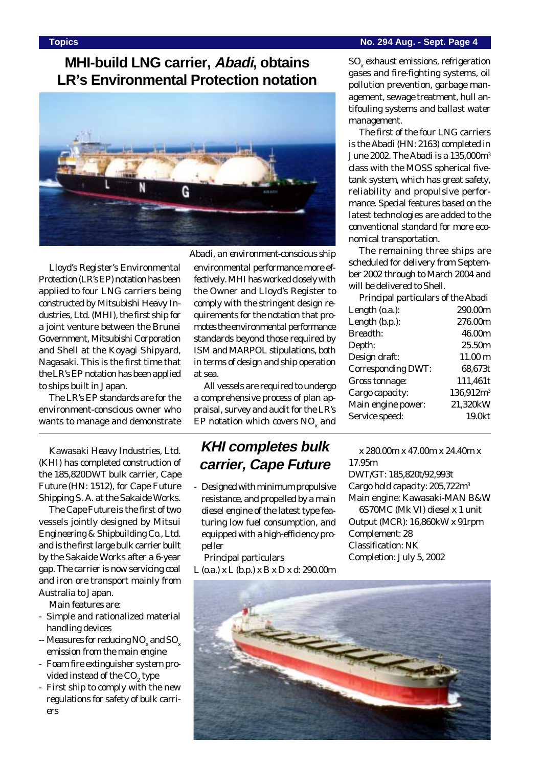## MHI-build LNG carrier, *Abadi*, obtains LR's Environmental Protection notation

Abadi, an environment-conscious ship

Lloyd's Register's Environmental Protection (LR's EP) notation has been applied to four LNG carriers being constructed by Mitsubishi Heavy Industries, Ltd. (MHI), the first ship for a joint venture between the Brunei Government, Mitsubishi Corporation and Shell at the Koyagi Shipyard, Nagasaki. This is the first time that the LR's EP notation has been applied to ships built in Japan.

The LR's EP standards are for the environment-conscious owner who wants to manage and demonstrate environmental performance more effectively. MHI has worked closely with the Owner and Lloyd's Register to comply with the stringent design requirements for the notation that promotes the environmental performance standards beyond those required by ISM and MARPOL stipulations, both in terms of design and ship operation at sea.

All vessels are required to undergo a comprehensive process of plan appraisal, survey and audit for the LR's EP notation which covers $NO_x$ and $SO_x$ exhaust emissions, refrigeration gases and fire-fighting systems, oil pollution prevention, garbage management, sewage treatment, hull antifouling systems and ballast water management.

The first of the four LNG carriers is the Abadi (HN: 2163) completed in June 2002. The Abadi is a 135,000m³ class with the MOSS spherical five-tank system, which has great safety, reliability and propulsive performance. Special features based on the latest technologies are added to the conventional standard for more economical transportation.

The remaining three ships are scheduled for delivery from September 2002 through to March 2004 and will be delivered to Shell.

Principal particulars of the Abadi

| | |
|---|---|
| Length (o.a.): | 290.00m |
| Length (b.p.): | 276.00m |
| Breadth: | 46.00m |
| Depth: | 25.50m |
| Design draft: | 11.00 m |
| Corresponding DWT: | 68,673t |
| Gross tonnage: | 111,461t |
| Cargo capacity: | 136,912m³ |
| Main engine power: | 21,320kW |
| Service speed: | 19.0kt |

## KHI completes bulk carrier, Cape Future

Kawasaki Heavy Industries, Ltd. (KHI) has completed construction of the 185,820DWT bulk carrier, Cape Future (HN: 1512), for Cape Future Shipping S. A. at the Sakaide Works.

The Cape Future is the first of two vessels jointly designed by Mitsui Engineering & Shipbuilding Co., Ltd. and is the first large bulk carrier built by the Sakaide Works after a 6-year gap. The carrier is now servicing coal and iron ore transport mainly from Australia to Japan.

Main features are:

- Simple and rationalized material handling devices
- Measures for reducing $NO_x$ and $SO_x$ emission from the main engine
- Foam fire extinguisher system provided instead of the $CO_2$ type
- First ship to comply with the new regulations for safety of bulk carriers
- Designed with minimum propulsive resistance, and propelled by a main diesel engine of the latest type featuring low fuel consumption, and equipped with a high-efficiency propeller

Principal particulars

L (o.a.) x L (b.p.) x B x D x d: 290.00m x 280.00m x 47.00m x 24.40m x 17.95m
DWT/GT: 185,820t/92,993t
Cargo hold capacity: 205,722m³
Main engine: Kawasaki-MAN B&W 6S70MC (Mk VI) diesel x 1 unit
Output (MCR): 16,860kW x 91rpm
Complement: 28
Classification: NK
Completion: July 5, 2002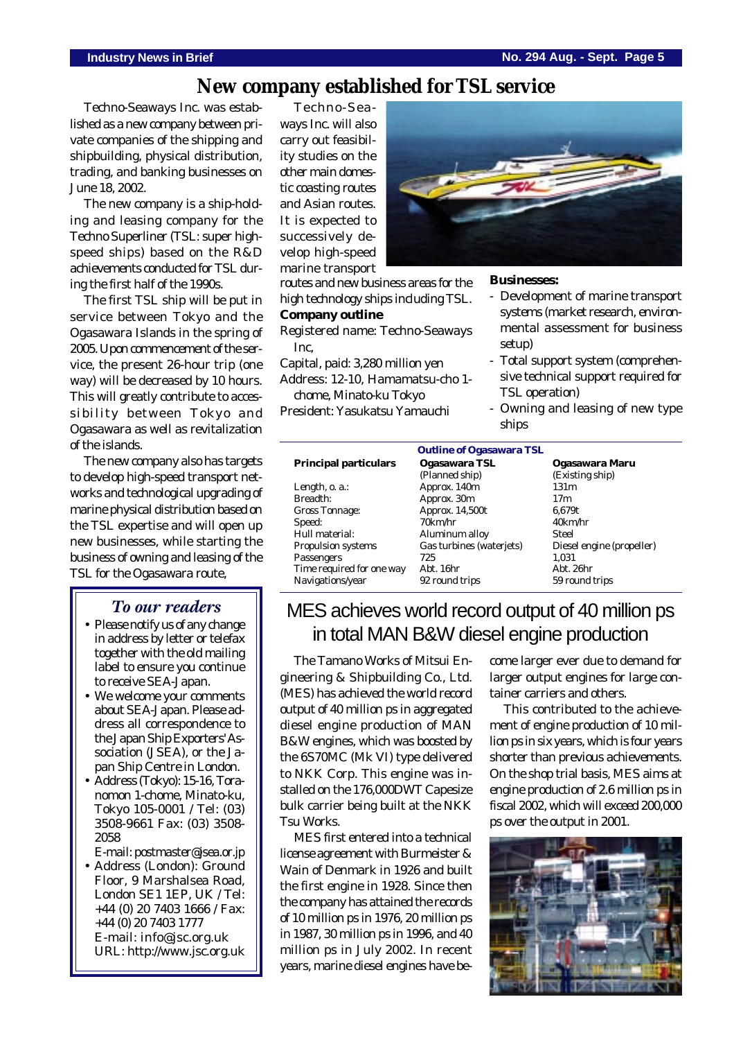# New company established for TSL service

Techno-Seaways Inc. was established as a new company between private companies of the shipping and shipbuilding, physical distribution, trading, and banking businesses on June 18, 2002.

The new company is a ship-holding and leasing company for the Techno Superliner (TSL: super high-speed ships) based on the R&D achievements conducted for TSL during the first half of the 1990s.

The first TSL ship will be put in service between Tokyo and the Ogasawara Islands in the spring of 2005. Upon commencement of the service, the present 26-hour trip (one way) will be decreased by 10 hours. This will greatly contribute to accessibility between Tokyo and Ogasawara as well as revitalization of the islands.

The new company also has targets to develop high-speed transport networks and technological upgrading of marine physical distribution based on the TSL expertise and will open up new businesses, while starting the business of owning and leasing of the TSL for the Ogasawara route,

Techno-Seaways Inc. will also carry out feasibility studies on the other main domestic coasting routes and Asian routes. It is expected to successively develop high-speed marine transport routes and new business areas for the high technology ships including TSL.

**Company outline**

Registered name: Techno-Seaways Inc,

Capital, paid: 3,280 million yen

Address: 12-10, Hamamatsu-cho 1-chome, Minato-ku Tokyo

President: Yasukatsu Yamauchi

**Businesses:**

- Development of marine transport systems (market research, environmental assessment for business setup)
- Total support system (comprehensive technical support required for TSL operation)
- Owning and leasing of new type ships

**Outline of Ogasawara TSL**

| Principal particulars | Ogasawara TSL (Planned ship) | Ogasawara Maru (Existing ship) |
|---|---|---|
| Length, o. a.: | Approx. 140m | 131m |
| Breadth: | Approx. 30m | 17m |
| Gross Tonnage: | Approx. 14,500t | 6,679t |
| Speed: | 70km/hr | 40km/hr |
| Hull material: | Aluminum alloy | Steel |
| Propulsion systems | Gas turbines (waterjets) | Diesel engine (propeller) |
| Passengers | 725 | 1,031 |
| Time required for one way | Abt. 16hr | Abt. 26hr |
| Navigations/year | 92 round trips | 59 round trips |

## *To our readers*

- Please notify us of any change in address by letter or telefax together with the old mailing label to ensure you continue to receive SEA-Japan.
- We welcome your comments about SEA-Japan. Please address all correspondence to the Japan Ship Exporters' Association (JSEA), or the Japan Ship Centre in London.
- Address (Tokyo): 15-16, Toranomon 1-chome, Minato-ku, Tokyo 105-0001 / Tel: (03) 3508-9661 Fax: (03) 3508-2058
  E-mail: postmaster@jsea.or.jp
- Address (London): Ground Floor, 9 Marshalsea Road, London SE1 1EP, UK / Tel: +44 (0) 20 7403 1666 / Fax: +44 (0) 20 7403 1777
  E-mail: info@jsc.org.uk
  URL: http://www.jsc.org.uk

# MES achieves world record output of 40 million ps in total MAN B&W diesel engine production

The Tamano Works of Mitsui Engineering & Shipbuilding Co., Ltd. (MES) has achieved the world record output of 40 million ps in aggregated diesel engine production of MAN B&W engines, which was boosted by the 6S70MC (Mk VI) type delivered to NKK Corp. This engine was installed on the 176,000DWT Capesize bulk carrier being built at the NKK Tsu Works.

MES first entered into a technical license agreement with Burmeister & Wain of Denmark in 1926 and built the first engine in 1928. Since then the company has attained the records of 10 million ps in 1976, 20 million ps in 1987, 30 million ps in 1996, and 40 million ps in July 2002. In recent years, marine diesel engines have become larger ever due to demand for larger output engines for large container carriers and others.

This contributed to the achievement of engine production of 10 million ps in six years, which is four years shorter than previous achievements. On the shop trial basis, MES aims at engine production of 2.6 million ps in fiscal 2002, which will exceed 200,000 ps over the output in 2001.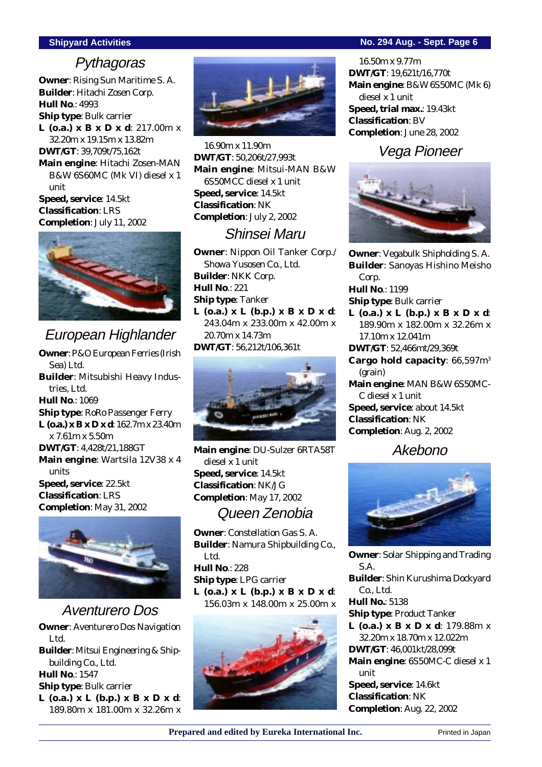## Pythagoras

**Owner**: Rising Sun Maritime S. A.
**Builder**: Hitachi Zosen Corp.
**Hull No.**: 4993
**Ship type**: Bulk carrier
**L (o.a.) x B x D x d**: 217.00m x 32.20m x 19.15m x 13.82m
**DWT/GT**: 39,709t/75,162t
**Main engine**: Hitachi Zosen-MAN B&W 6S60MC (Mk VI) diesel x 1 unit
**Speed, service**: 14.5kt
**Classification**: LRS
**Completion**: July 11, 2002

## European Highlander

**Owner**: P&O European Ferries (Irish Sea) Ltd.
**Builder**: Mitsubishi Heavy Industries, Ltd.
**Hull No.**: 1069
**Ship type**: RoRo Passenger Ferry
**L (o.a.) x B x D x d**: 162.7m x 23.40m x 7.61m x 5.50m
**DWT/GT**: 4,428t/21,188GT
**Main engine**: Wartsila 12V38 x 4 units
**Speed, service**: 22.5kt
**Classification**: LRS
**Completion**: May 31, 2002

## Aventurero Dos

**Owner**: Aventurero Dos Navigation Ltd.
**Builder**: Mitsui Engineering & Shipbuilding Co., Ltd.
**Hull No.**: 1547
**Ship type**: Bulk carrier
**L (o.a.) x L (b.p.) x B x D x d**: 189.80m x 181.00m x 32.26m x 16.90m x 11.90m
**DWT/GT**: 50,206t/27,993t
**Main engine**: Mitsui-MAN B&W 6S50MCC diesel x 1 unit
**Speed, service**: 14.5kt
**Classification**: NK
**Completion**: July 2, 2002

## Shinsei Maru

**Owner**: Nippon Oil Tanker Corp./ Showa Yusosen Co., Ltd.
**Builder**: NKK Corp.
**Hull No.**: 221
**Ship type**: Tanker
**L (o.a.) x L (b.p.) x B x D x d**: 243.04m x 233.00m x 42.00m x 20.70m x 14.73m
**DWT/GT**: 56,212t/106,361t
**Main engine**: DU-Sulzer 6RTA58T diesel x 1 unit
**Speed, service**: 14.5kt
**Classification**: NK/JG
**Completion**: May 17, 2002

## Queen Zenobia

**Owner**: Constellation Gas S. A.
**Builder**: Namura Shipbuilding Co., Ltd.
**Hull No.**: 228
**Ship type**: LPG carrier
**L (o.a.) x L (b.p.) x B x D x d**: 156.03m x 148.00m x 25.00m x 16.50m x 9.77m
**DWT/GT**: 19,621t/16,770t
**Main engine**: B&W 6S50MC (Mk 6) diesel x 1 unit
**Speed, trial max.**: 19.43kt
**Classification**: BV
**Completion**: June 28, 2002

## Vega Pioneer

**Owner**: Vegabulk Shipholding S. A.
**Builder**: Sanoyas Hishino Meisho Corp.
**Hull No.**: 1199
**Ship type**: Bulk carrier
**L (o.a.) x L (b.p.) x B x D x d**: 189.90m x 182.00m x 32.26m x 17.10m x 12.041m
**DWT/GT**: 52,466mt/29,369t
**Cargo hold capacity**: 66,597m$^3$ (grain)
**Main engine**: MAN B&W 6S50MC-C diesel x 1 unit
**Speed, service**: about 14.5kt
**Classification**: NK
**Completion**: Aug. 2, 2002

## Akebono

**Owner**: Solar Shipping and Trading S.A.
**Builder**: Shin Kurushima Dockyard Co., Ltd.
**Hull No.**: 5138
**Ship type**: Product Tanker
**L (o.a.) x B x D x d**: 179.88m x 32.20m x 18.70m x 12.022m
**DWT/GT**: 46,001kt/28,099t
**Main engine**: 6S50MC-C diesel x 1 unit
**Speed, service**: 14.6kt
**Classification**: NK
**Completion**: Aug. 22, 2002

**Prepared and edited by Eureka International Inc.** Printed in Japan